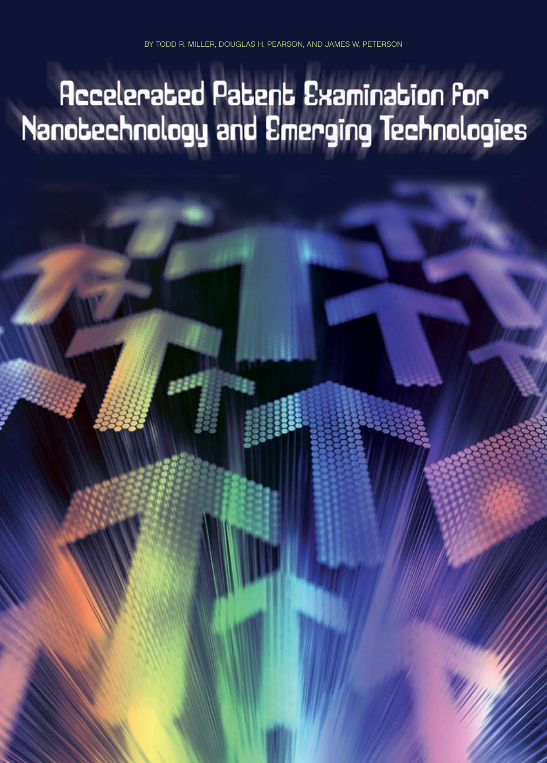BY TODD R. MILLER, DOUGLAS H. PEARSON, AND JAMES W. PETERSON

# Accelerated Patent Examination for Nanotechnology and Emerging Technologies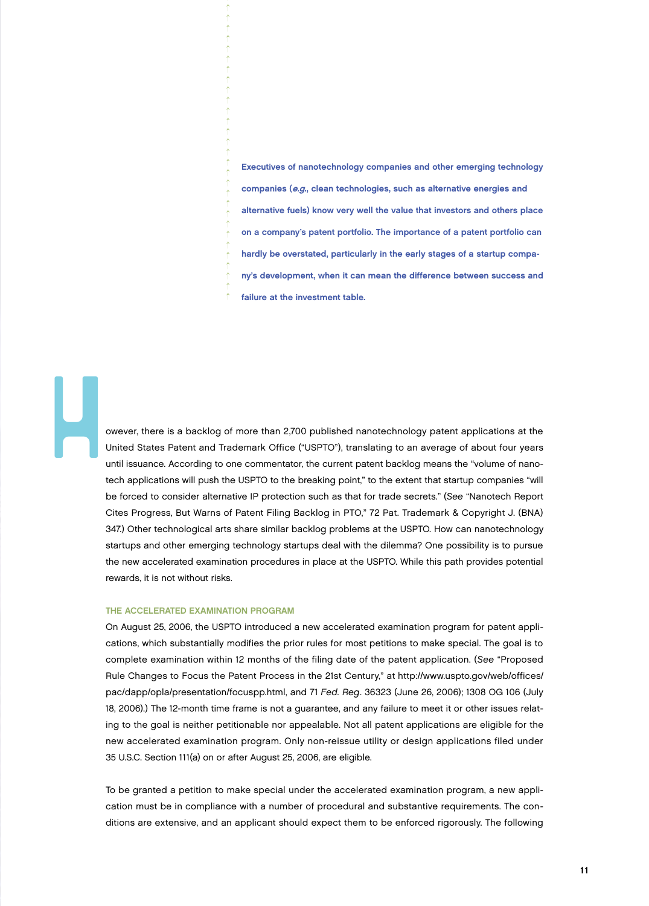**Executives of nanotechnology companies and other emerging technology companies (*e.g.*, clean technologies, such as alternative energies and alternative fuels) know very well the value that investors and others place on a company's patent portfolio. The importance of a patent portfolio can hardly be overstated, particularly in the early stages of a startup company's development, when it can mean the difference between success and failure at the investment table.**

However, there is a backlog of more than 2,700 published nanotechnology patent applications at the United States Patent and Trademark Office ("USPTO"), translating to an average of about four years until issuance. According to one commentator, the current patent backlog means the "volume of nanotech applications will push the USPTO to the breaking point," to the extent that startup companies "will be forced to consider alternative IP protection such as that for trade secrets." (*See* "Nanotech Report Cites Progress, But Warns of Patent Filing Backlog in PTO," 72 Pat. Trademark & Copyright J. (BNA) 347.) Other technological arts share similar backlog problems at the USPTO. How can nanotechnology startups and other emerging technology startups deal with the dilemma? One possibility is to pursue the new accelerated examination procedures in place at the USPTO. While this path provides potential rewards, it is not without risks.

## THE ACCELERATED EXAMINATION PROGRAM

On August 25, 2006, the USPTO introduced a new accelerated examination program for patent applications, which substantially modifies the prior rules for most petitions to make special. The goal is to complete examination within 12 months of the filing date of the patent application. (*See* "Proposed Rule Changes to Focus the Patent Process in the 21st Century," at http://www.uspto.gov/web/offices/pac/dapp/opla/presentation/focuspp.html, and 71 *Fed. Reg*. 36323 (June 26, 2006); 1308 OG 106 (July 18, 2006).) The 12-month time frame is not a guarantee, and any failure to meet it or other issues relating to the goal is neither petitionable nor appealable. Not all patent applications are eligible for the new accelerated examination program. Only non-reissue utility or design applications filed under 35 U.S.C. Section 111(a) on or after August 25, 2006, are eligible.

To be granted a petition to make special under the accelerated examination program, a new application must be in compliance with a number of procedural and substantive requirements. The conditions are extensive, and an applicant should expect them to be enforced rigorously. The following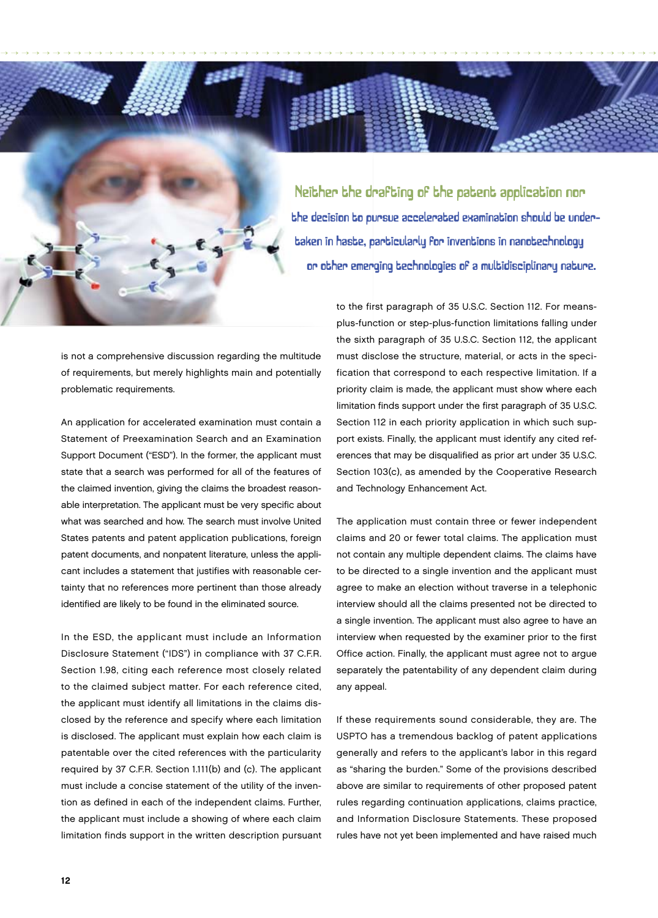*Neither the drafting of the patent application nor the decision to pursue accelerated examination should be undertaken in haste, particularly for inventions in nanotechnology or other emerging technologies of a multidisciplinary nature.*

is not a comprehensive discussion regarding the multitude of requirements, but merely highlights main and potentially problematic requirements.

An application for accelerated examination must contain a Statement of Preexamination Search and an Examination Support Document ("ESD"). In the former, the applicant must state that a search was performed for all of the features of the claimed invention, giving the claims the broadest reasonable interpretation. The applicant must be very specific about what was searched and how. The search must involve United States patents and patent application publications, foreign patent documents, and nonpatent literature, unless the applicant includes a statement that justifies with reasonable certainty that no references more pertinent than those already identified are likely to be found in the eliminated source.

In the ESD, the applicant must include an Information Disclosure Statement ("IDS") in compliance with 37 C.F.R. Section 1.98, citing each reference most closely related to the claimed subject matter. For each reference cited, the applicant must identify all limitations in the claims disclosed by the reference and specify where each limitation is disclosed. The applicant must explain how each claim is patentable over the cited references with the particularity required by 37 C.F.R. Section 1.111(b) and (c). The applicant must include a concise statement of the utility of the invention as defined in each of the independent claims. Further, the applicant must include a showing of where each claim limitation finds support in the written description pursuant to the first paragraph of 35 U.S.C. Section 112. For means-plus-function or step-plus-function limitations falling under the sixth paragraph of 35 U.S.C. Section 112, the applicant must disclose the structure, material, or acts in the specification that correspond to each respective limitation. If a priority claim is made, the applicant must show where each limitation finds support under the first paragraph of 35 U.S.C. Section 112 in each priority application in which such support exists. Finally, the applicant must identify any cited references that may be disqualified as prior art under 35 U.S.C. Section 103(c), as amended by the Cooperative Research and Technology Enhancement Act.

The application must contain three or fewer independent claims and 20 or fewer total claims. The application must not contain any multiple dependent claims. The claims have to be directed to a single invention and the applicant must agree to make an election without traverse in a telephonic interview should all the claims presented not be directed to a single invention. The applicant must also agree to have an interview when requested by the examiner prior to the first Office action. Finally, the applicant must agree not to argue separately the patentability of any dependent claim during any appeal.

If these requirements sound considerable, they are. The USPTO has a tremendous backlog of patent applications generally and refers to the applicant's labor in this regard as "sharing the burden." Some of the provisions described above are similar to requirements of other proposed patent rules regarding continuation applications, claims practice, and Information Disclosure Statements. These proposed rules have not yet been implemented and have raised much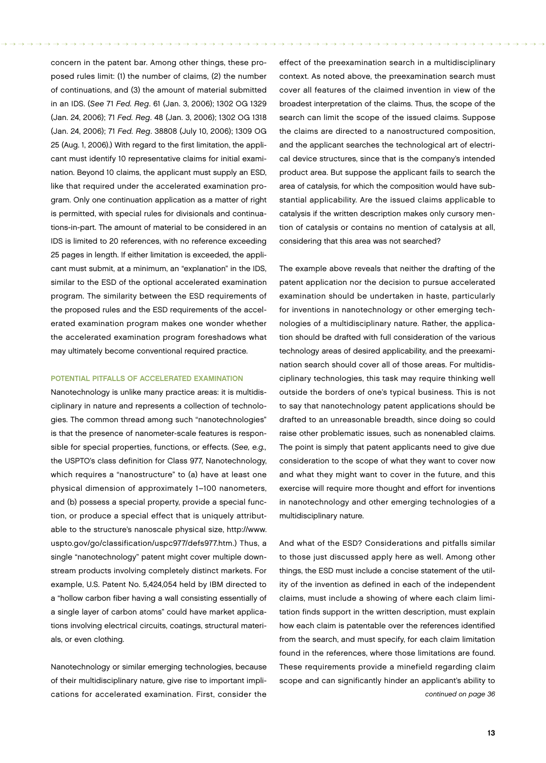concern in the patent bar. Among other things, these proposed rules limit: (1) the number of claims, (2) the number of continuations, and (3) the amount of material submitted in an IDS. (*See* 71 *Fed. Reg.* 61 (Jan. 3, 2006); 1302 OG 1329 (Jan. 24, 2006); 71 *Fed. Reg.* 48 (Jan. 3, 2006); 1302 OG 1318 (Jan. 24, 2006); 71 *Fed. Reg.* 38808 (July 10, 2006); 1309 OG 25 (Aug. 1, 2006).) With regard to the first limitation, the applicant must identify 10 representative claims for initial examination. Beyond 10 claims, the applicant must supply an ESD, like that required under the accelerated examination program. Only one continuation application as a matter of right is permitted, with special rules for divisionals and continuations-in-part. The amount of material to be considered in an IDS is limited to 20 references, with no reference exceeding 25 pages in length. If either limitation is exceeded, the applicant must submit, at a minimum, an "explanation" in the IDS, similar to the ESD of the optional accelerated examination program. The similarity between the ESD requirements of the proposed rules and the ESD requirements of the accelerated examination program makes one wonder whether the accelerated examination program foreshadows what may ultimately become conventional required practice.

## POTENTIAL PITFALLS OF ACCELERATED EXAMINATION

Nanotechnology is unlike many practice areas: it is multidisciplinary in nature and represents a collection of technologies. The common thread among such "nanotechnologies" is that the presence of nanometer-scale features is responsible for special properties, functions, or effects. (*See, e.g.,* the USPTO's class definition for Class 977, Nanotechnology, which requires a "nanostructure" to (a) have at least one physical dimension of approximately 1–100 nanometers, and (b) possess a special property, provide a special function, or produce a special effect that is uniquely attributable to the structure's nanoscale physical size, http://www.uspto.gov/go/classification/uspc977/defs977.htm.) Thus, a single "nanotechnology" patent might cover multiple downstream products involving completely distinct markets. For example, U.S. Patent No. 5,424,054 held by IBM directed to a "hollow carbon fiber having a wall consisting essentially of a single layer of carbon atoms" could have market applications involving electrical circuits, coatings, structural materials, or even clothing.

Nanotechnology or similar emerging technologies, because of their multidisciplinary nature, give rise to important implications for accelerated examination. First, consider the effect of the preexamination search in a multidisciplinary context. As noted above, the preexamination search must cover all features of the claimed invention in view of the broadest interpretation of the claims. Thus, the scope of the search can limit the scope of the issued claims. Suppose the claims are directed to a nanostructured composition, and the applicant searches the technological art of electrical device structures, since that is the company's intended product area. But suppose the applicant fails to search the area of catalysis, for which the composition would have substantial applicability. Are the issued claims applicable to catalysis if the written description makes only cursory mention of catalysis or contains no mention of catalysis at all, considering that this area was not searched?

The example above reveals that neither the drafting of the patent application nor the decision to pursue accelerated examination should be undertaken in haste, particularly for inventions in nanotechnology or other emerging technologies of a multidisciplinary nature. Rather, the application should be drafted with full consideration of the various technology areas of desired applicability, and the preexamination search should cover all of those areas. For multidisciplinary technologies, this task may require thinking well outside the borders of one's typical business. This is not to say that nanotechnology patent applications should be drafted to an unreasonable breadth, since doing so could raise other problematic issues, such as nonenabled claims. The point is simply that patent applicants need to give due consideration to the scope of what they want to cover now and what they might want to cover in the future, and this exercise will require more thought and effort for inventions in nanotechnology and other emerging technologies of a multidisciplinary nature.

And what of the ESD? Considerations and pitfalls similar to those just discussed apply here as well. Among other things, the ESD must include a concise statement of the utility of the invention as defined in each of the independent claims, must include a showing of where each claim limitation finds support in the written description, must explain how each claim is patentable over the references identified from the search, and must specify, for each claim limitation found in the references, where those limitations are found. These requirements provide a minefield regarding claim scope and can significantly hinder an applicant's ability to

*continued on page 36*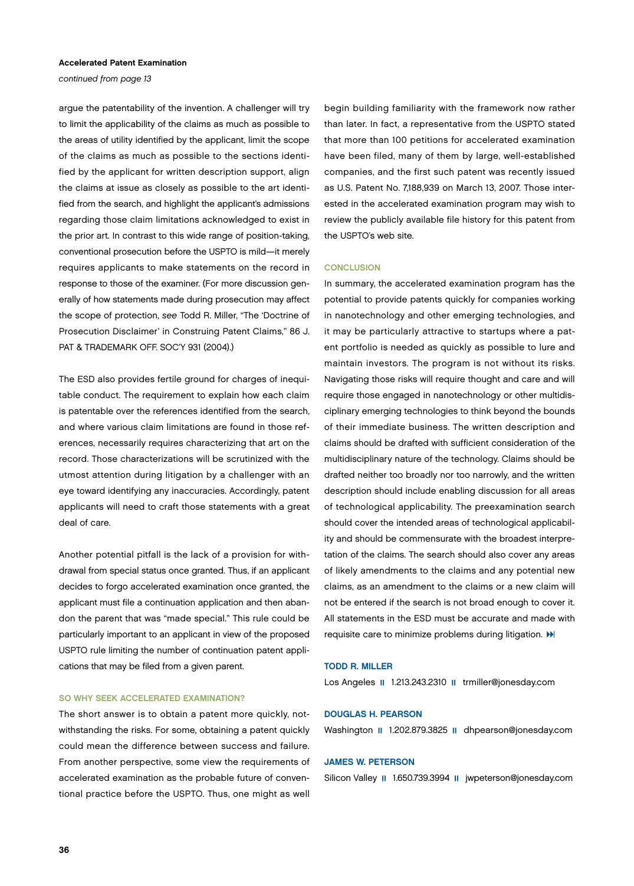**Accelerated Patent Examination**

*continued from page 13*

argue the patentability of the invention. A challenger will try to limit the applicability of the claims as much as possible to the areas of utility identified by the applicant, limit the scope of the claims as much as possible to the sections identified by the applicant for written description support, align the claims at issue as closely as possible to the art identified from the search, and highlight the applicant's admissions regarding those claim limitations acknowledged to exist in the prior art. In contrast to this wide range of position-taking, conventional prosecution before the USPTO is mild—it merely requires applicants to make statements on the record in response to those of the examiner. (For more discussion generally of how statements made during prosecution may affect the scope of protection, *see* Todd R. Miller, "The 'Doctrine of Prosecution Disclaimer' in Construing Patent Claims," 86 J. PAT & TRADEMARK OFF. SOC'Y 931 (2004).)

The ESD also provides fertile ground for charges of inequitable conduct. The requirement to explain how each claim is patentable over the references identified from the search, and where various claim limitations are found in those references, necessarily requires characterizing that art on the record. Those characterizations will be scrutinized with the utmost attention during litigation by a challenger with an eye toward identifying any inaccuracies. Accordingly, patent applicants will need to craft those statements with a great deal of care.

Another potential pitfall is the lack of a provision for withdrawal from special status once granted. Thus, if an applicant decides to forgo accelerated examination once granted, the applicant must file a continuation application and then abandon the parent that was "made special." This rule could be particularly important to an applicant in view of the proposed USPTO rule limiting the number of continuation patent applications that may be filed from a given parent.

### SO WHY SEEK ACCELERATED EXAMINATION?

The short answer is to obtain a patent more quickly, notwithstanding the risks. For some, obtaining a patent quickly could mean the difference between success and failure. From another perspective, some view the requirements of accelerated examination as the probable future of conventional practice before the USPTO. Thus, one might as well begin building familiarity with the framework now rather than later. In fact, a representative from the USPTO stated that more than 100 petitions for accelerated examination have been filed, many of them by large, well-established companies, and the first such patent was recently issued as U.S. Patent No. 7,188,939 on March 13, 2007. Those interested in the accelerated examination program may wish to review the publicly available file history for this patent from the USPTO's web site.

### CONCLUSION

In summary, the accelerated examination program has the potential to provide patents quickly for companies working in nanotechnology and other emerging technologies, and it may be particularly attractive to startups where a patent portfolio is needed as quickly as possible to lure and maintain investors. The program is not without its risks. Navigating those risks will require thought and care and will require those engaged in nanotechnology or other multidisciplinary emerging technologies to think beyond the bounds of their immediate business. The written description and claims should be drafted with sufficient consideration of the multidisciplinary nature of the technology. Claims should be drafted neither too broadly nor too narrowly, and the written description should include enabling discussion for all areas of technological applicability. The preexamination search should cover the intended areas of technological applicability and should be commensurate with the broadest interpretation of the claims. The search should also cover any areas of likely amendments to the claims and any potential new claims, as an amendment to the claims or a new claim will not be entered if the search is not broad enough to cover it. All statements in the ESD must be accurate and made with requisite care to minimize problems during litigation.

**TODD R. MILLER**
Los Angeles || 1.213.243.2310 || trmiller@jonesday.com

**DOUGLAS H. PEARSON**
Washington || 1.202.879.3825 || dhpearson@jonesday.com

**JAMES W. PETERSON**
Silicon Valley || 1.650.739.3994 || jwpeterson@jonesday.com